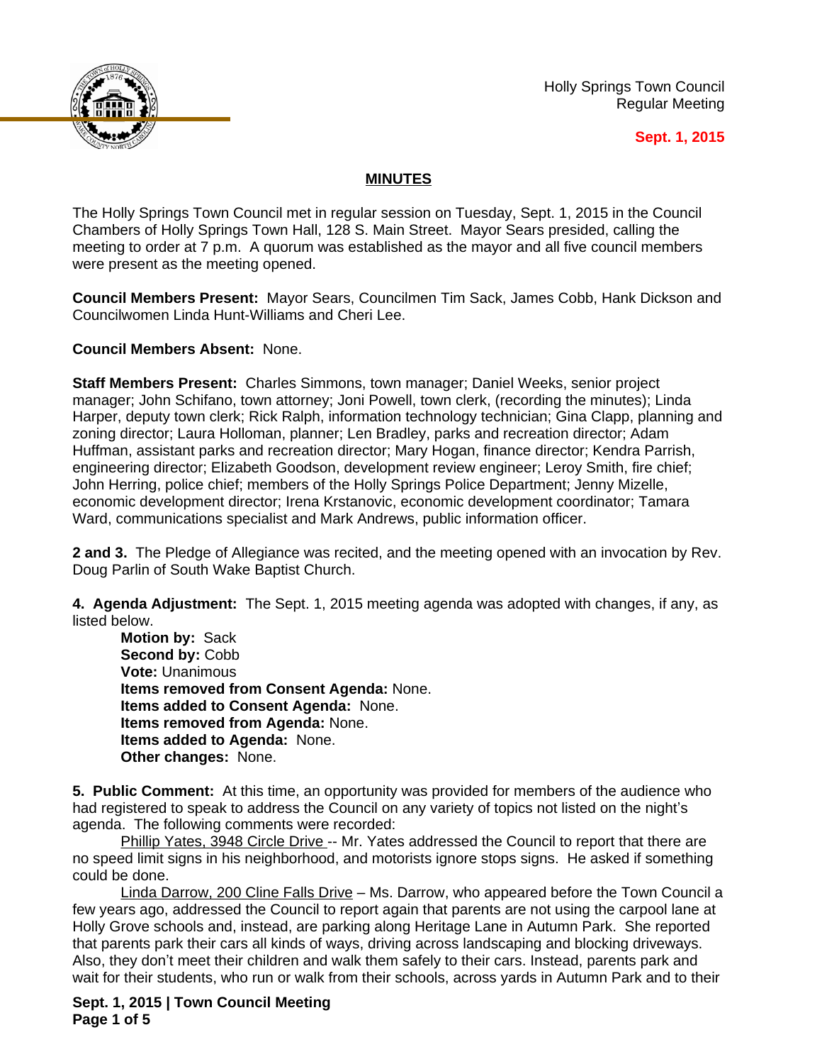Holly Springs Town Council
Regular Meeting

**Sept. 1, 2015**

## MINUTES

The Holly Springs Town Council met in regular session on Tuesday, Sept. 1, 2015 in the Council Chambers of Holly Springs Town Hall, 128 S. Main Street. Mayor Sears presided, calling the meeting to order at 7 p.m. A quorum was established as the mayor and all five council members were present as the meeting opened.

**Council Members Present:** Mayor Sears, Councilmen Tim Sack, James Cobb, Hank Dickson and Councilwomen Linda Hunt-Williams and Cheri Lee.

**Council Members Absent:** None.

**Staff Members Present:** Charles Simmons, town manager; Daniel Weeks, senior project manager; John Schifano, town attorney; Joni Powell, town clerk, (recording the minutes); Linda Harper, deputy town clerk; Rick Ralph, information technology technician; Gina Clapp, planning and zoning director; Laura Holloman, planner; Len Bradley, parks and recreation director; Adam Huffman, assistant parks and recreation director; Mary Hogan, finance director; Kendra Parrish, engineering director; Elizabeth Goodson, development review engineer; Leroy Smith, fire chief; John Herring, police chief; members of the Holly Springs Police Department; Jenny Mizelle, economic development director; Irena Krstanovic, economic development coordinator; Tamara Ward, communications specialist and Mark Andrews, public information officer.

**2 and 3.** The Pledge of Allegiance was recited, and the meeting opened with an invocation by Rev. Doug Parlin of South Wake Baptist Church.

**4. Agenda Adjustment:** The Sept. 1, 2015 meeting agenda was adopted with changes, if any, as listed below.

**Motion by:** Sack
**Second by:** Cobb
**Vote:** Unanimous
**Items removed from Consent Agenda:** None.
**Items added to Consent Agenda:** None.
**Items removed from Agenda:** None.
**Items added to Agenda:** None.
**Other changes:** None.

**5. Public Comment:** At this time, an opportunity was provided for members of the audience who had registered to speak to address the Council on any variety of topics not listed on the night's agenda. The following comments were recorded:

Phillip Yates, 3948 Circle Drive -- Mr. Yates addressed the Council to report that there are no speed limit signs in his neighborhood, and motorists ignore stops signs. He asked if something could be done.

Linda Darrow, 200 Cline Falls Drive – Ms. Darrow, who appeared before the Town Council a few years ago, addressed the Council to report again that parents are not using the carpool lane at Holly Grove schools and, instead, are parking along Heritage Lane in Autumn Park. She reported that parents park their cars all kinds of ways, driving across landscaping and blocking driveways. Also, they don't meet their children and walk them safely to their cars. Instead, parents park and wait for their students, who run or walk from their schools, across yards in Autumn Park and to their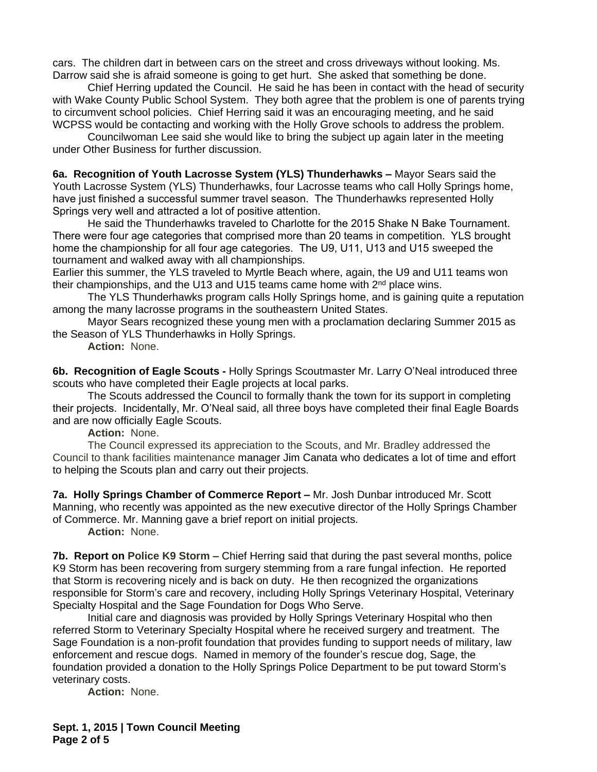cars. The children dart in between cars on the street and cross driveways without looking. Ms. Darrow said she is afraid someone is going to get hurt. She asked that something be done.

Chief Herring updated the Council. He said he has been in contact with the head of security with Wake County Public School System. They both agree that the problem is one of parents trying to circumvent school policies. Chief Herring said it was an encouraging meeting, and he said WCPSS would be contacting and working with the Holly Grove schools to address the problem.

Councilwoman Lee said she would like to bring the subject up again later in the meeting under Other Business for further discussion.

**6a. Recognition of Youth Lacrosse System (YLS) Thunderhawks –** Mayor Sears said the Youth Lacrosse System (YLS) Thunderhawks, four Lacrosse teams who call Holly Springs home, have just finished a successful summer travel season. The Thunderhawks represented Holly Springs very well and attracted a lot of positive attention.

He said the Thunderhawks traveled to Charlotte for the 2015 Shake N Bake Tournament. There were four age categories that comprised more than 20 teams in competition. YLS brought home the championship for all four age categories. The U9, U11, U13 and U15 swept the tournament and walked away with all championships.

Earlier this summer, the YLS traveled to Myrtle Beach where, again, the U9 and U11 teams won their championships, and the U13 and U15 teams came home with 2nd place wins.

The YLS Thunderhawks program calls Holly Springs home, and is gaining quite a reputation among the many lacrosse programs in the southeastern United States.

Mayor Sears recognized these young men with a proclamation declaring Summer 2015 as the Season of YLS Thunderhawks in Holly Springs.

**Action:** None.

**6b. Recognition of Eagle Scouts -** Holly Springs Scoutmaster Mr. Larry O'Neal introduced three scouts who have completed their Eagle projects at local parks.

The Scouts addressed the Council to formally thank the town for its support in completing their projects. Incidentally, Mr. O'Neal said, all three boys have completed their final Eagle Boards and are now officially Eagle Scouts.

**Action:** None.

The Council expressed its appreciation to the Scouts, and Mr. Bradley addressed the Council to thank facilities maintenance manager Jim Canata who dedicates a lot of time and effort to helping the Scouts plan and carry out their projects.

**7a. Holly Springs Chamber of Commerce Report –** Mr. Josh Dunbar introduced Mr. Scott Manning, who recently was appointed as the new executive director of the Holly Springs Chamber of Commerce. Mr. Manning gave a brief report on initial projects.

**Action:** None.

**7b. Report on Police K9 Storm –** Chief Herring said that during the past several months, police K9 Storm has been recovering from surgery stemming from a rare fungal infection. He reported that Storm is recovering nicely and is back on duty. He then recognized the organizations responsible for Storm's care and recovery, including Holly Springs Veterinary Hospital, Veterinary Specialty Hospital and the Sage Foundation for Dogs Who Serve.

Initial care and diagnosis was provided by Holly Springs Veterinary Hospital who then referred Storm to Veterinary Specialty Hospital where he received surgery and treatment. The Sage Foundation is a non-profit foundation that provides funding to support needs of military, law enforcement and rescue dogs. Named in memory of the founder's rescue dog, Sage, the foundation provided a donation to the Holly Springs Police Department to be put toward Storm's veterinary costs.

**Action:** None.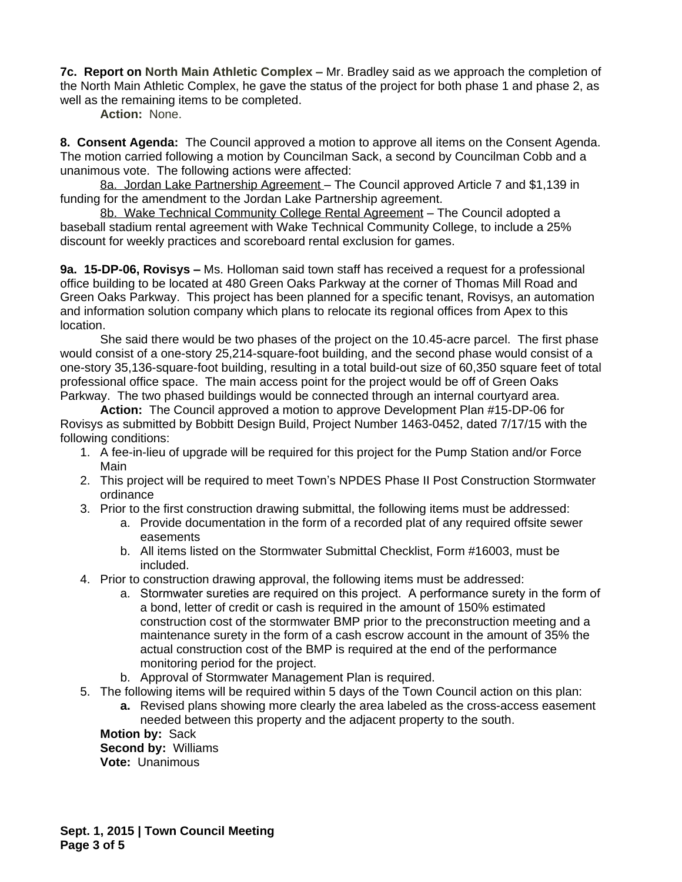**7c. Report on North Main Athletic Complex –** Mr. Bradley said as we approach the completion of the North Main Athletic Complex, he gave the status of the project for both phase 1 and phase 2, as well as the remaining items to be completed.

**Action:** None.

**8. Consent Agenda:** The Council approved a motion to approve all items on the Consent Agenda. The motion carried following a motion by Councilman Sack, a second by Councilman Cobb and a unanimous vote. The following actions were affected:

8a. Jordan Lake Partnership Agreement – The Council approved Article 7 and $1,139 in funding for the amendment to the Jordan Lake Partnership agreement.

8b. Wake Technical Community College Rental Agreement – The Council adopted a baseball stadium rental agreement with Wake Technical Community College, to include a 25% discount for weekly practices and scoreboard rental exclusion for games.

**9a. 15-DP-06, Rovisys –** Ms. Holloman said town staff has received a request for a professional office building to be located at 480 Green Oaks Parkway at the corner of Thomas Mill Road and Green Oaks Parkway. This project has been planned for a specific tenant, Rovisys, an automation and information solution company which plans to relocate its regional offices from Apex to this location.

She said there would be two phases of the project on the 10.45-acre parcel. The first phase would consist of a one-story 25,214-square-foot building, and the second phase would consist of a one-story 35,136-square-foot building, resulting in a total build-out size of 60,350 square feet of total professional office space. The main access point for the project would be off of Green Oaks Parkway. The two phased buildings would be connected through an internal courtyard area.

**Action:** The Council approved a motion to approve Development Plan #15-DP-06 for Rovisys as submitted by Bobbitt Design Build, Project Number 1463-0452, dated 7/17/15 with the following conditions:

1. A fee-in-lieu of upgrade will be required for this project for the Pump Station and/or Force Main
2. This project will be required to meet Town's NPDES Phase II Post Construction Stormwater ordinance
3. Prior to the first construction drawing submittal, the following items must be addressed:
   a. Provide documentation in the form of a recorded plat of any required offsite sewer easements
   b. All items listed on the Stormwater Submittal Checklist, Form #16003, must be included.
4. Prior to construction drawing approval, the following items must be addressed:
   a. Stormwater sureties are required on this project. A performance surety in the form of a bond, letter of credit or cash is required in the amount of 150% estimated construction cost of the stormwater BMP prior to the preconstruction meeting and a maintenance surety in the form of a cash escrow account in the amount of 35% the actual construction cost of the BMP is required at the end of the performance monitoring period for the project.
   b. Approval of Stormwater Management Plan is required.
5. The following items will be required within 5 days of the Town Council action on this plan:
   **a.** Revised plans showing more clearly the area labeled as the cross-access easement needed between this property and the adjacent property to the south.

**Motion by:** Sack
**Second by:** Williams
**Vote:** Unanimous

**Sept. 1, 2015 | Town Council Meeting**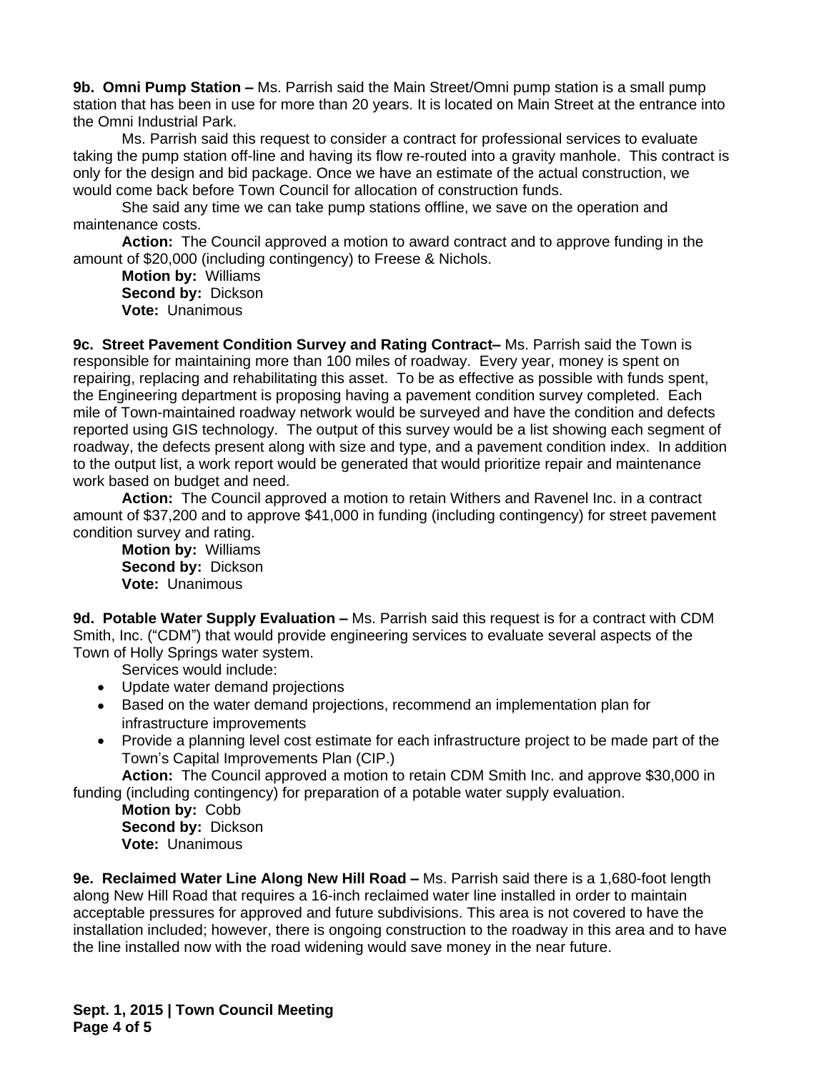**9b. Omni Pump Station –** Ms. Parrish said the Main Street/Omni pump station is a small pump station that has been in use for more than 20 years. It is located on Main Street at the entrance into the Omni Industrial Park.

Ms. Parrish said this request to consider a contract for professional services to evaluate taking the pump station off-line and having its flow re-routed into a gravity manhole. This contract is only for the design and bid package. Once we have an estimate of the actual construction, we would come back before Town Council for allocation of construction funds.

She said any time we can take pump stations offline, we save on the operation and maintenance costs.

**Action:** The Council approved a motion to award contract and to approve funding in the amount of $20,000 (including contingency) to Freese & Nichols.

**Motion by:** Williams
**Second by:** Dickson
**Vote:** Unanimous

**9c. Street Pavement Condition Survey and Rating Contract–** Ms. Parrish said the Town is responsible for maintaining more than 100 miles of roadway. Every year, money is spent on repairing, replacing and rehabilitating this asset. To be as effective as possible with funds spent, the Engineering department is proposing having a pavement condition survey completed. Each mile of Town-maintained roadway network would be surveyed and have the condition and defects reported using GIS technology. The output of this survey would be a list showing each segment of roadway, the defects present along with size and type, and a pavement condition index. In addition to the output list, a work report would be generated that would prioritize repair and maintenance work based on budget and need.

**Action:** The Council approved a motion to retain Withers and Ravenel Inc. in a contract amount of $37,200 and to approve $41,000 in funding (including contingency) for street pavement condition survey and rating.

**Motion by:** Williams
**Second by:** Dickson
**Vote:** Unanimous

**9d. Potable Water Supply Evaluation –** Ms. Parrish said this request is for a contract with CDM Smith, Inc. ("CDM") that would provide engineering services to evaluate several aspects of the Town of Holly Springs water system.

Services would include:

- Update water demand projections
- Based on the water demand projections, recommend an implementation plan for infrastructure improvements
- Provide a planning level cost estimate for each infrastructure project to be made part of the Town's Capital Improvements Plan (CIP.)

**Action:** The Council approved a motion to retain CDM Smith Inc. and approve $30,000 in funding (including contingency) for preparation of a potable water supply evaluation.

**Motion by:** Cobb
**Second by:** Dickson
**Vote:** Unanimous

**9e. Reclaimed Water Line Along New Hill Road –** Ms. Parrish said there is a 1,680-foot length along New Hill Road that requires a 16-inch reclaimed water line installed in order to maintain acceptable pressures for approved and future subdivisions. This area is not covered to have the installation included; however, there is ongoing construction to the roadway in this area and to have the line installed now with the road widening would save money in the near future.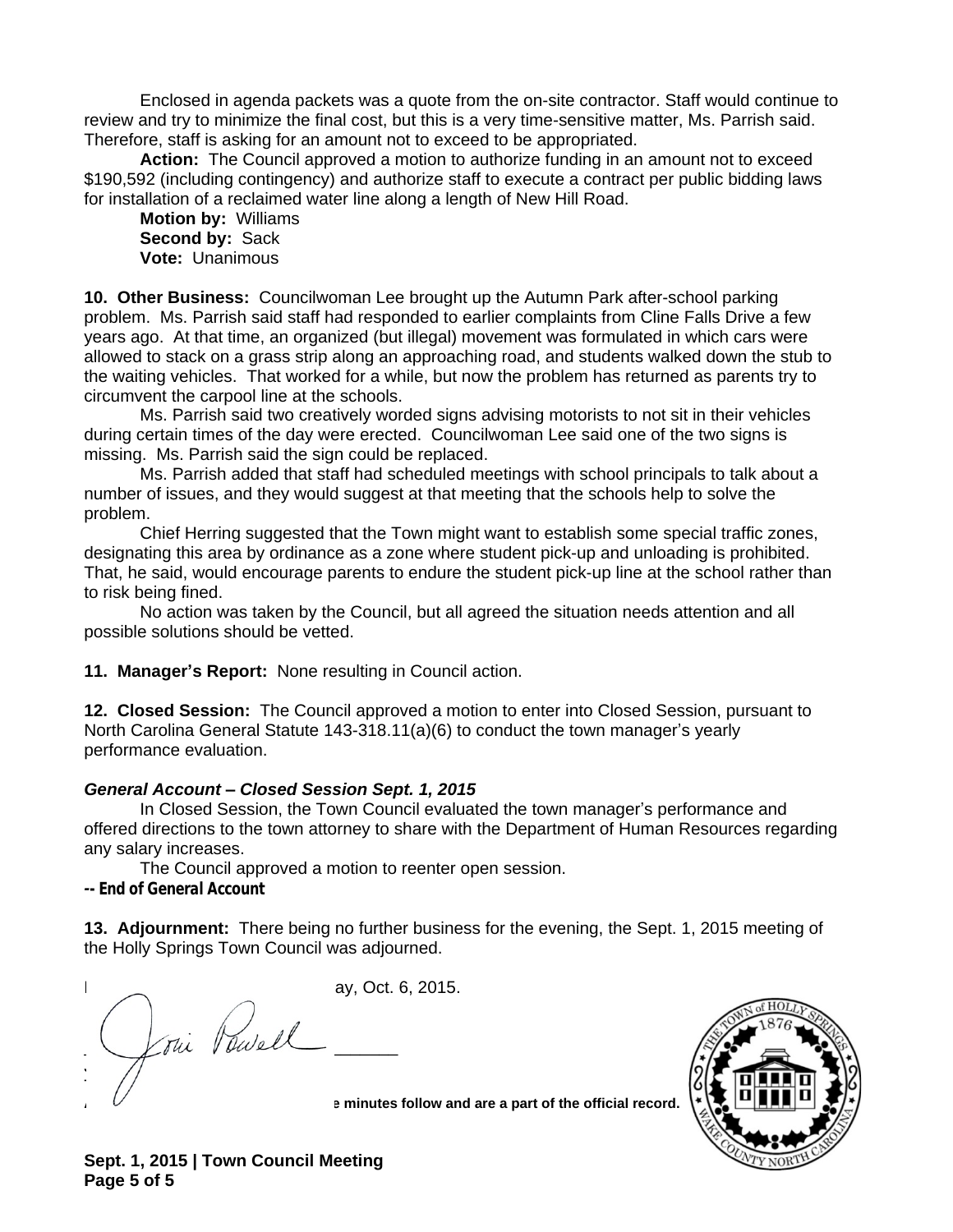Enclosed in agenda packets was a quote from the on-site contractor. Staff would continue to review and try to minimize the final cost, but this is a very time-sensitive matter, Ms. Parrish said. Therefore, staff is asking for an amount not to exceed to be appropriated.

**Action:** The Council approved a motion to authorize funding in an amount not to exceed $190,592 (including contingency) and authorize staff to execute a contract per public bidding laws for installation of a reclaimed water line along a length of New Hill Road.

**Motion by:** Williams
**Second by:** Sack
**Vote:** Unanimous

**10. Other Business:** Councilwoman Lee brought up the Autumn Park after-school parking problem. Ms. Parrish said staff had responded to earlier complaints from Cline Falls Drive a few years ago. At that time, an organized (but illegal) movement was formulated in which cars were allowed to stack on a grass strip along an approaching road, and students walked down the stub to the waiting vehicles. That worked for a while, but now the problem has returned as parents try to circumvent the carpool line at the schools.

Ms. Parrish said two creatively worded signs advising motorists to not sit in their vehicles during certain times of the day were erected. Councilwoman Lee said one of the two signs is missing. Ms. Parrish said the sign could be replaced.

Ms. Parrish added that staff had scheduled meetings with school principals to talk about a number of issues, and they would suggest at that meeting that the schools help to solve the problem.

Chief Herring suggested that the Town might want to establish some special traffic zones, designating this area by ordinance as a zone where student pick-up and unloading is prohibited. That, he said, would encourage parents to endure the student pick-up line at the school rather than to risk being fined.

No action was taken by the Council, but all agreed the situation needs attention and all possible solutions should be vetted.

**11. Manager's Report:** None resulting in Council action.

**12. Closed Session:** The Council approved a motion to enter into Closed Session, pursuant to North Carolina General Statute 143-318.11(a)(6) to conduct the town manager's yearly performance evaluation.

***General Account – Closed Session Sept. 1, 2015***

In Closed Session, the Town Council evaluated the town manager's performance and offered directions to the town attorney to share with the Department of Human Resources regarding any salary increases.

The Council approved a motion to reenter open session.

**-- End of General Account**

**13. Adjournment:** There being no further business for the evening, the Sept. 1, 2015 meeting of the Holly Springs Town Council was adjourned.

ay, Oct. 6, 2015.

**e minutes follow and are a part of the official record.**